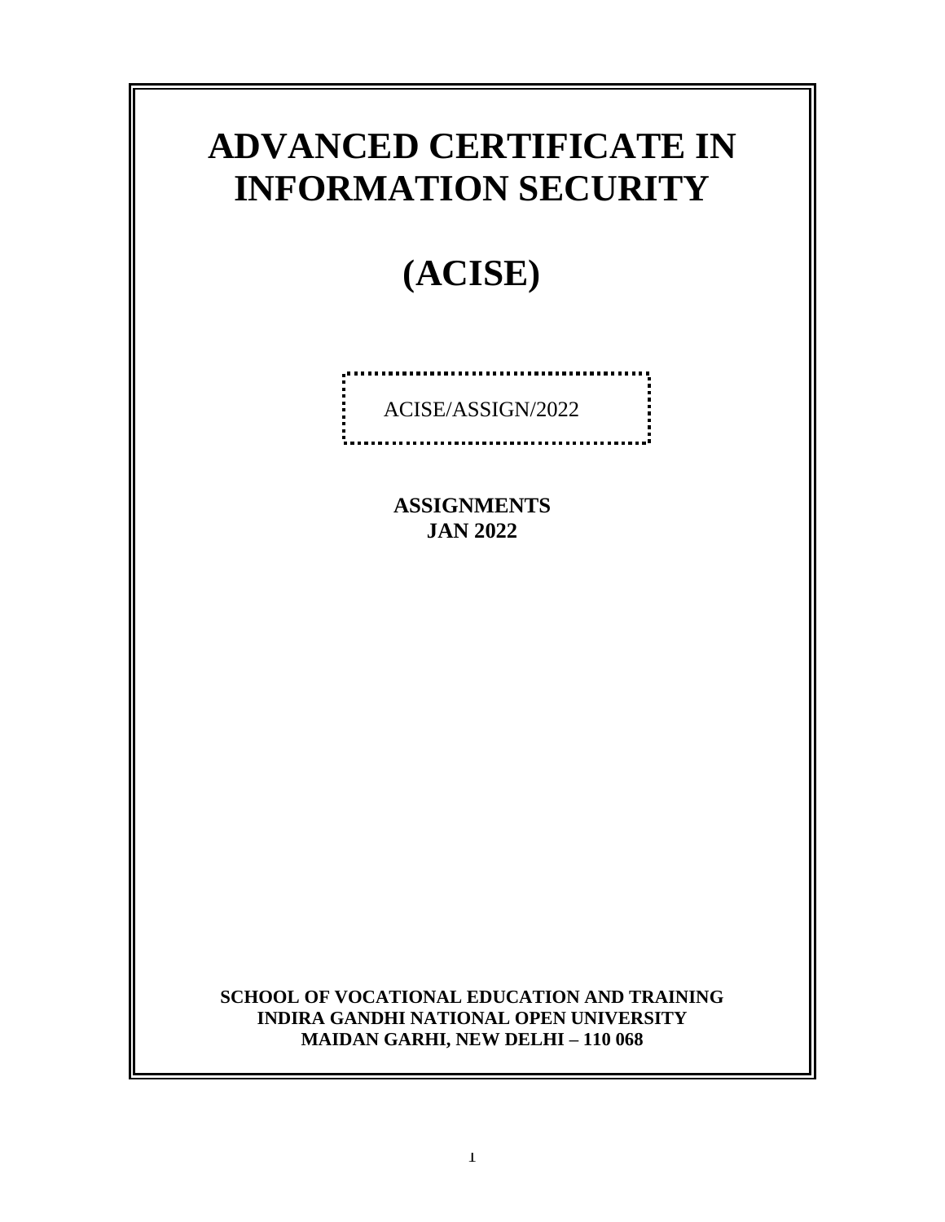# ADVANCED CERTIFICATE IN INFORMATION SECURITY

# (ACISE)

ACISE/ASSIGN/2022

**ASSIGNMENTS**
**JAN 2022**

**SCHOOL OF VOCATIONAL EDUCATION AND TRAINING**
**INDIRA GANDHI NATIONAL OPEN UNIVERSITY**
**MAIDAN GARHI, NEW DELHI – 110 068**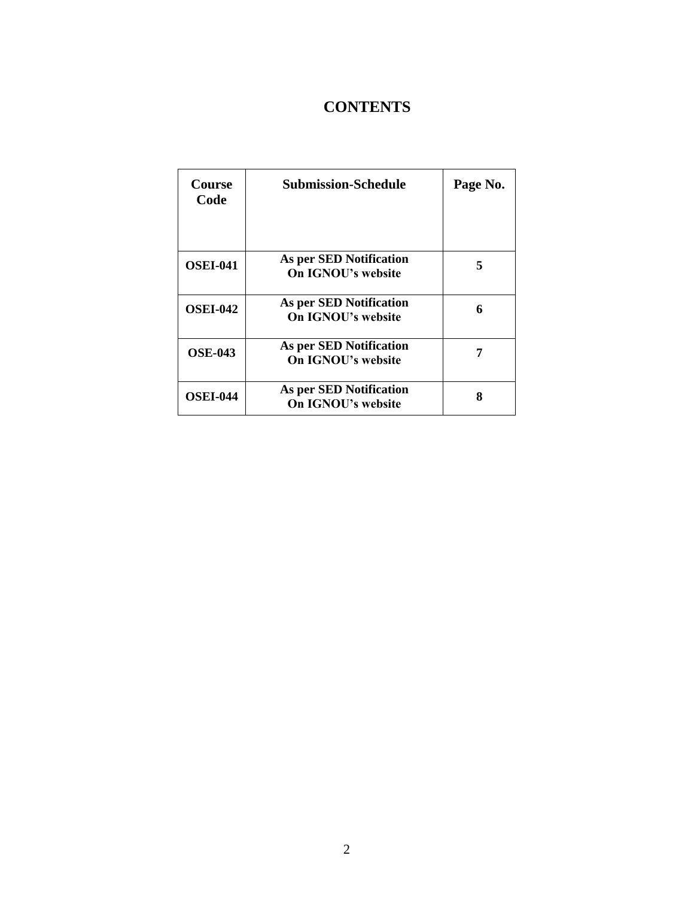# CONTENTS

| Course Code | Submission-Schedule | Page No. |
|---|---|---|
| **OSEI-041** | **As per SED Notification On IGNOU's website** | **5** |
| **OSEI-042** | **As per SED Notification On IGNOU's website** | **6** |
| **OSE-043** | **As per SED Notification On IGNOU's website** | **7** |
| **OSEI-044** | **As per SED Notification On IGNOU's website** | **8** |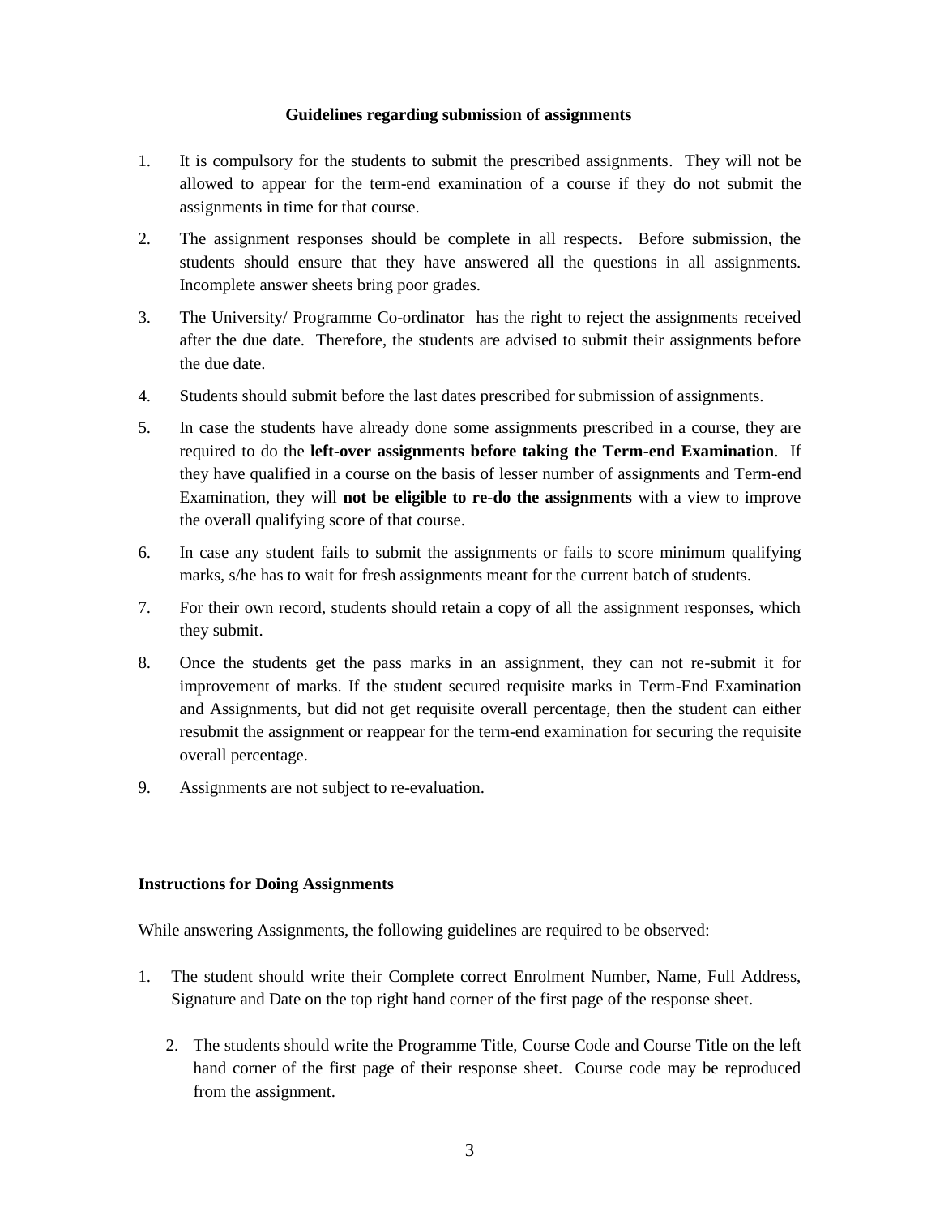### Guidelines regarding submission of assignments

1. It is compulsory for the students to submit the prescribed assignments. They will not be allowed to appear for the term-end examination of a course if they do not submit the assignments in time for that course.
2. The assignment responses should be complete in all respects. Before submission, the students should ensure that they have answered all the questions in all assignments. Incomplete answer sheets bring poor grades.
3. The University/ Programme Co-ordinator has the right to reject the assignments received after the due date. Therefore, the students are advised to submit their assignments before the due date.
4. Students should submit before the last dates prescribed for submission of assignments.
5. In case the students have already done some assignments prescribed in a course, they are required to do the **left-over assignments before taking the Term-end Examination**. If they have qualified in a course on the basis of lesser number of assignments and Term-end Examination, they will **not be eligible to re-do the assignments** with a view to improve the overall qualifying score of that course.
6. In case any student fails to submit the assignments or fails to score minimum qualifying marks, s/he has to wait for fresh assignments meant for the current batch of students.
7. For their own record, students should retain a copy of all the assignment responses, which they submit.
8. Once the students get the pass marks in an assignment, they can not re-submit it for improvement of marks. If the student secured requisite marks in Term-End Examination and Assignments, but did not get requisite overall percentage, then the student can either resubmit the assignment or reappear for the term-end examination for securing the requisite overall percentage.
9. Assignments are not subject to re-evaluation.

### Instructions for Doing Assignments

While answering Assignments, the following guidelines are required to be observed:

1. The student should write their Complete correct Enrolment Number, Name, Full Address, Signature and Date on the top right hand corner of the first page of the response sheet.
2. The students should write the Programme Title, Course Code and Course Title on the left hand corner of the first page of their response sheet. Course code may be reproduced from the assignment.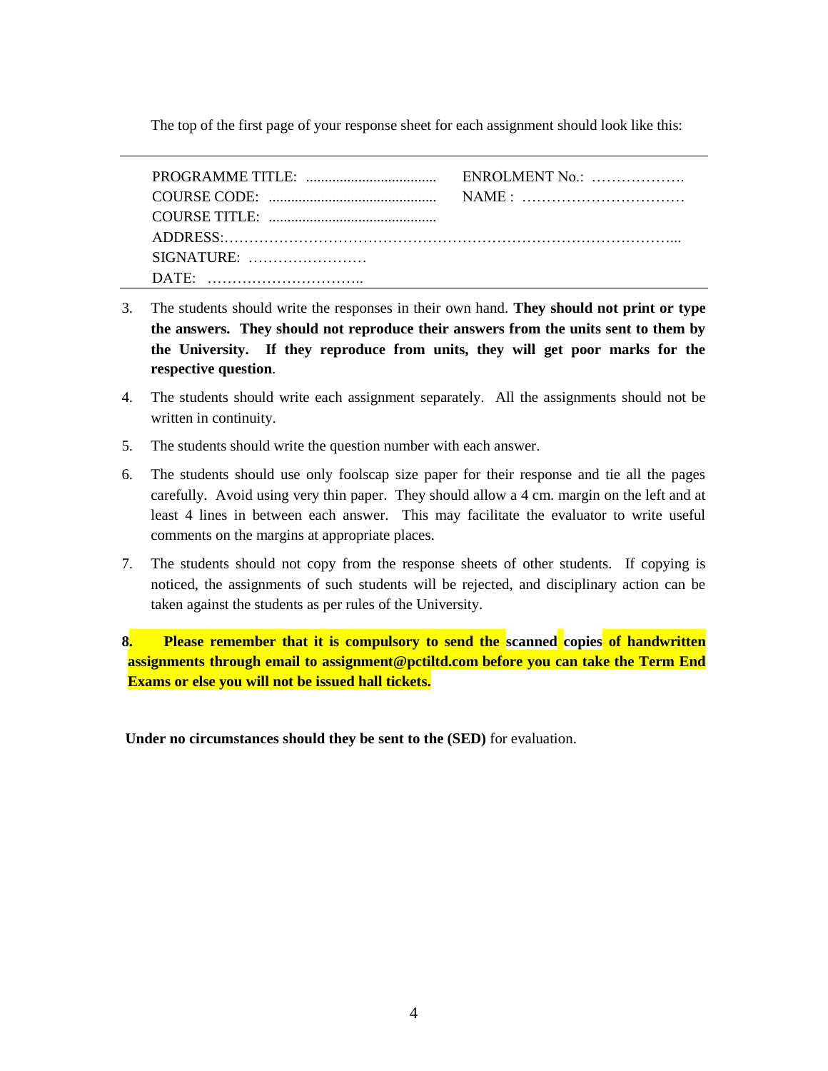The top of the first page of your response sheet for each assignment should look like this:

---

| | |
|---|---|
| PROGRAMME TITLE: .................................. | ENROLMENT No.: ………………. |
| COURSE CODE: ............................................ | NAME : …………………………… |
| COURSE TITLE: ............................................ | |
| ADDRESS:……………………………………………………………………………... | |
| SIGNATURE: …………………… | |
| DATE: ………………………….. | |

---

3. The students should write the responses in their own hand. **They should not print or type the answers. They should not reproduce their answers from the units sent to them by the University. If they reproduce from units, they will get poor marks for the respective question**.

4. The students should write each assignment separately. All the assignments should not be written in continuity.

5. The students should write the question number with each answer.

6. The students should use only foolscap size paper for their response and tie all the pages carefully. Avoid using very thin paper. They should allow a 4 cm. margin on the left and at least 4 lines in between each answer. This may facilitate the evaluator to write useful comments on the margins at appropriate places.

7. The students should not copy from the response sheets of other students. If copying is noticed, the assignments of such students will be rejected, and disciplinary action can be taken against the students as per rules of the University.

8. **Please remember that it is compulsory to send the scanned copies of handwritten assignments through email to assignment@pctiltd.com before you can take the Term End Exams or else you will not be issued hall tickets.**

**Under no circumstances should they be sent to the (SED)** for evaluation.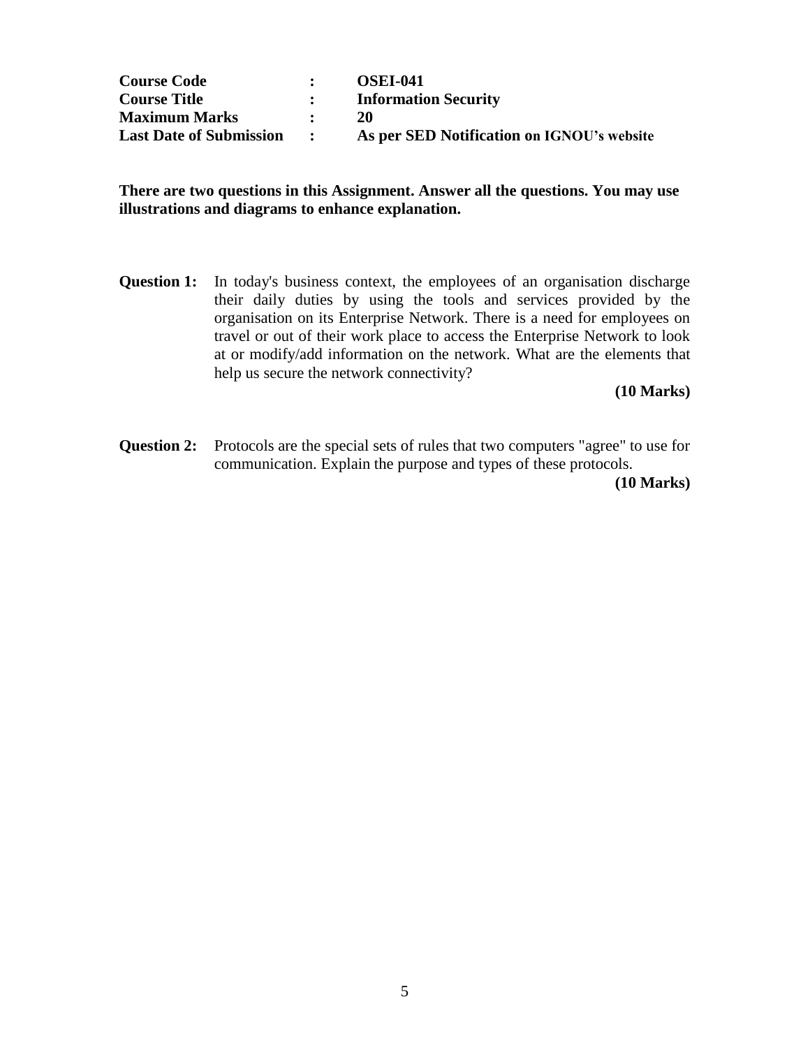| | | |
|---|---|---|
| **Course Code** | **:** | **OSEI-041** |
| **Course Title** | **:** | **Information Security** |
| **Maximum Marks** | **:** | **20** |
| **Last Date of Submission** | **:** | **As per SED Notification on IGNOU's website** |

**There are two questions in this Assignment. Answer all the questions. You may use illustrations and diagrams to enhance explanation.**

**Question 1:** In today's business context, the employees of an organisation discharge their daily duties by using the tools and services provided by the organisation on its Enterprise Network. There is a need for employees on travel or out of their work place to access the Enterprise Network to look at or modify/add information on the network. What are the elements that help us secure the network connectivity?

**(10 Marks)**

**Question 2:** Protocols are the special sets of rules that two computers "agree" to use for communication. Explain the purpose and types of these protocols.

**(10 Marks)**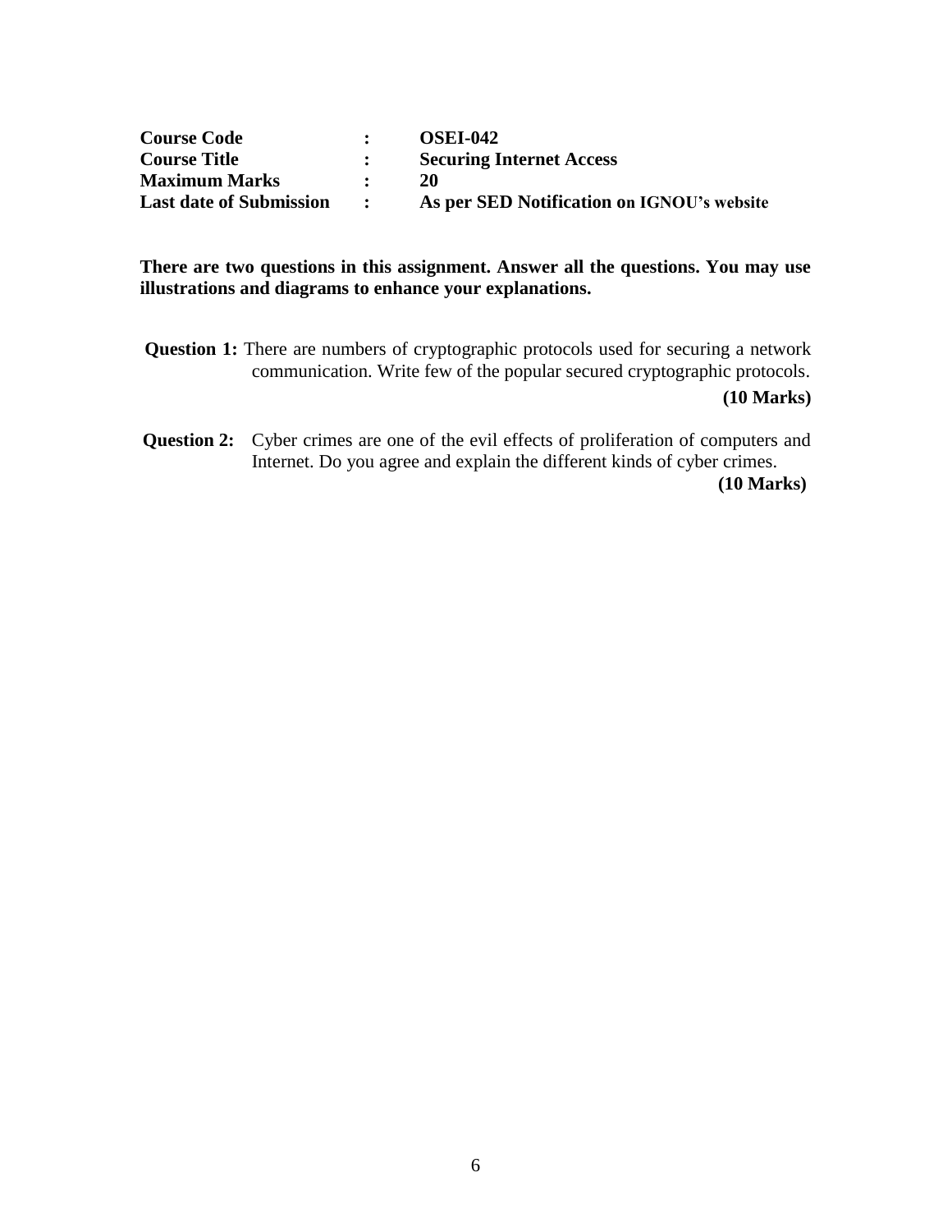| | | |
|---|---|---|
| **Course Code** | **:** | **OSEI-042** |
| **Course Title** | **:** | **Securing Internet Access** |
| **Maximum Marks** | **:** | **20** |
| **Last date of Submission** | **:** | **As per SED Notification on IGNOU's website** |

**There are two questions in this assignment. Answer all the questions. You may use illustrations and diagrams to enhance your explanations.**

**Question 1:** There are numbers of cryptographic protocols used for securing a network communication. Write few of the popular secured cryptographic protocols.

**(10 Marks)**

**Question 2:** Cyber crimes are one of the evil effects of proliferation of computers and Internet. Do you agree and explain the different kinds of cyber crimes.

**(10 Marks)**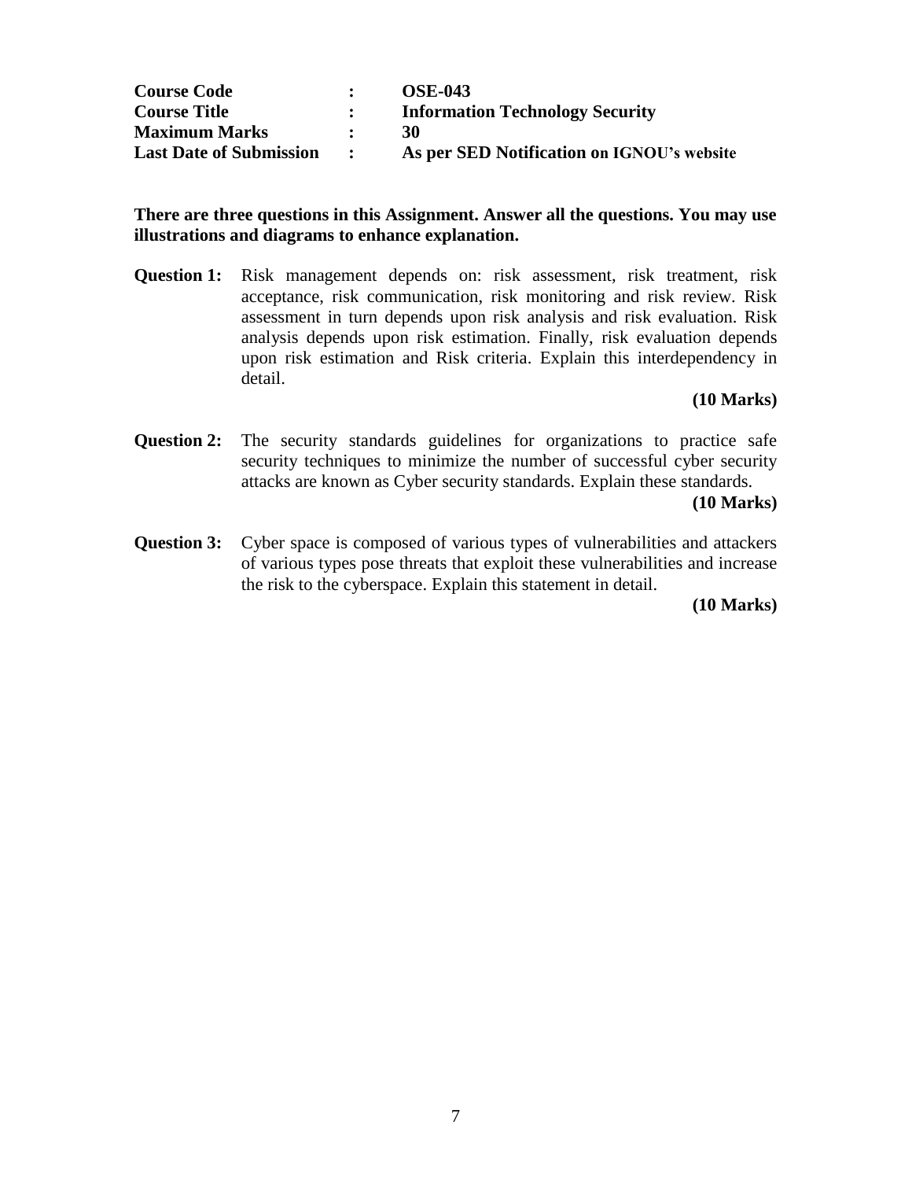| | | |
|---|---|---|
| **Course Code** | **:** | **OSE-043** |
| **Course Title** | **:** | **Information Technology Security** |
| **Maximum Marks** | **:** | **30** |
| **Last Date of Submission** | **:** | **As per SED Notification on IGNOU's website** |

**There are three questions in this Assignment. Answer all the questions. You may use illustrations and diagrams to enhance explanation.**

**Question 1:** Risk management depends on: risk assessment, risk treatment, risk acceptance, risk communication, risk monitoring and risk review. Risk assessment in turn depends upon risk analysis and risk evaluation. Risk analysis depends upon risk estimation. Finally, risk evaluation depends upon risk estimation and Risk criteria. Explain this interdependency in detail.

**(10 Marks)**

**Question 2:** The security standards guidelines for organizations to practice safe security techniques to minimize the number of successful cyber security attacks are known as Cyber security standards. Explain these standards.

**(10 Marks)**

**Question 3:** Cyber space is composed of various types of vulnerabilities and attackers of various types pose threats that exploit these vulnerabilities and increase the risk to the cyberspace. Explain this statement in detail.

**(10 Marks)**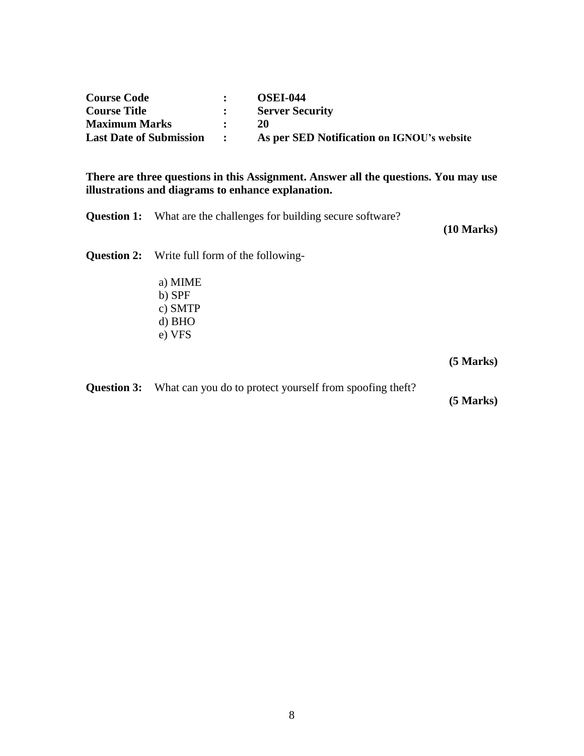| | | |
|---|---|---|
| **Course Code** | **:** | **OSEI-044** |
| **Course Title** | **:** | **Server Security** |
| **Maximum Marks** | **:** | **20** |
| **Last Date of Submission** | **:** | **As per SED Notification on IGNOU's website** |

**There are three questions in this Assignment. Answer all the questions. You may use illustrations and diagrams to enhance explanation.**

**Question 1:** What are the challenges for building secure software?

**(10 Marks)**

**Question 2:** Write full form of the following-

a) MIME
b) SPF
c) SMTP
d) BHO
e) VFS

**(5 Marks)**

**Question 3:** What can you do to protect yourself from spoofing theft?

**(5 Marks)**